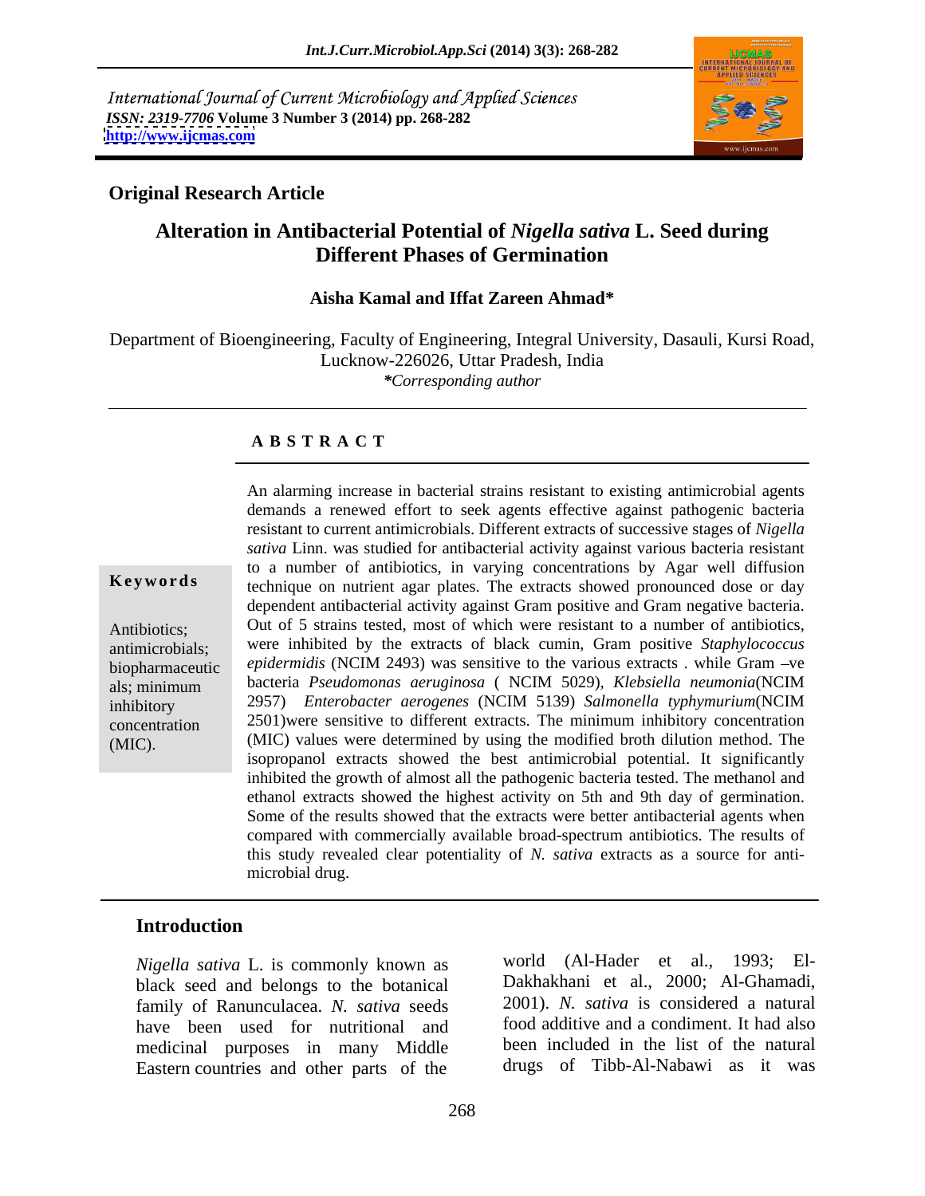International Journal of Current Microbiology and Applied Sciences
*ISSN: 2319-7706* **Volume 3 Number 3 (2014) pp. 268-282**
**http://www.ijcmas.com**

**Original Research Article**

# Alteration in Antibacterial Potential of *Nigella sativa* L. Seed during Different Phases of Germination

**Aisha Kamal and Iffat Zareen Ahmad***

Department of Bioengineering, Faculty of Engineering, Integral University, Dasauli, Kursi Road, Lucknow-226026, Uttar Pradesh, India

**Corresponding author*

## A B S T R A C T

**Keywords**

Antibiotics; antimicrobials; biopharmaceuticals; minimum inhibitory concentration (MIC).

An alarming increase in bacterial strains resistant to existing antimicrobial agents demands a renewed effort to seek agents effective against pathogenic bacteria resistant to current antimicrobials. Different extracts of successive stages of *Nigella sativa* Linn. was studied for antibacterial activity against various bacteria resistant to a number of antibiotics, in varying concentrations by Agar well diffusion technique on nutrient agar plates. The extracts showed pronounced dose or day dependent antibacterial activity against Gram positive and Gram negative bacteria. Out of 5 strains tested, most of which were resistant to a number of antibiotics, were inhibited by the extracts of black cumin, Gram positive *Staphylococcus epidermidis* (NCIM 2493) was sensitive to the various extracts . while Gram –ve bacteria *Pseudomonas aeruginosa* ( NCIM 5029), *Klebsiella neumonia*(NCIM 2957) *Enterobacter aerogenes* (NCIM 5139) *Salmonella typhymurium*(NCIM 2501)were sensitive to different extracts. The minimum inhibitory concentration (MIC) values were determined by using the modified broth dilution method. The isopropanol extracts showed the best antimicrobial potential. It significantly inhibited the growth of almost all the pathogenic bacteria tested. The methanol and ethanol extracts showed the highest activity on 5th and 9th day of germination. Some of the results showed that the extracts were better antibacterial agents when compared with commercially available broad-spectrum antibiotics. The results of this study revealed clear potentiality of *N. sativa* extracts as a source for anti-microbial drug.

## Introduction

*Nigella sativa* L. is commonly known as black seed and belongs to the botanical family of Ranunculacea. *N. sativa* seeds have been used for nutritional and medicinal purposes in many Middle Eastern countries and other parts of the world (Al-Hader et al., 1993; El-Dakhakhani et al., 2000; Al-Ghamadi, 2001). *N. sativa* is considered a natural food additive and a condiment. It had also been included in the list of the natural drugs of Tibb-Al-Nabawi as it was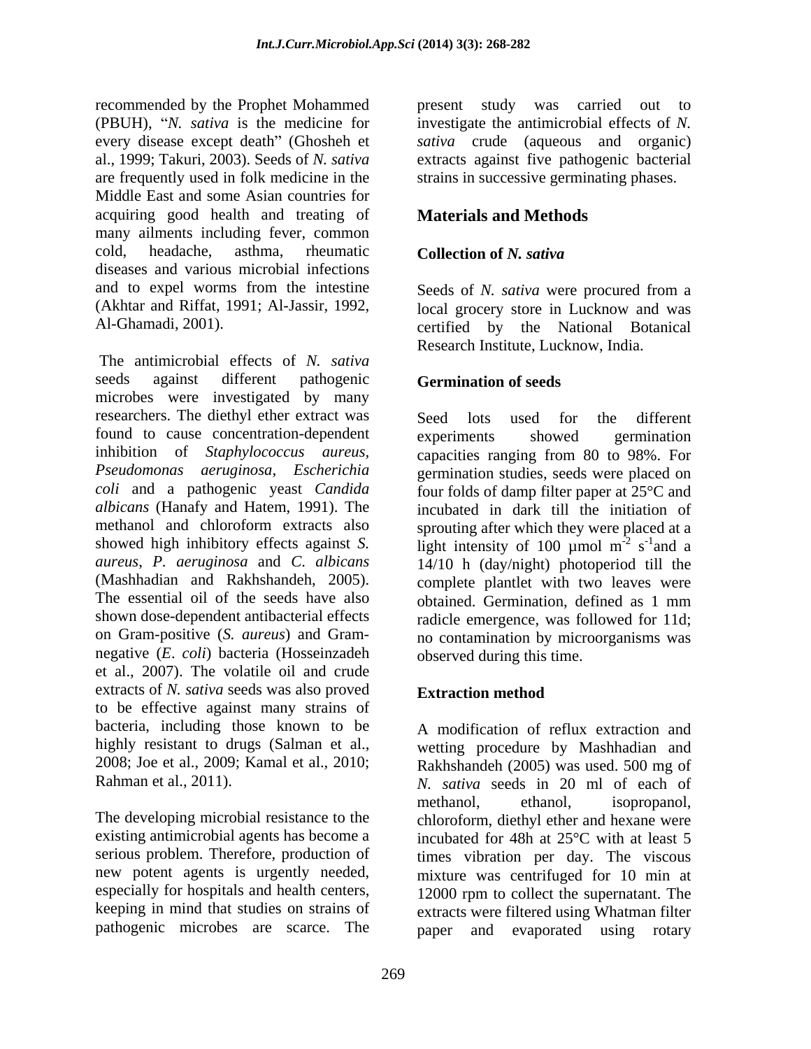recommended by the Prophet Mohammed (PBUH), "*N. sativa* is the medicine for every disease except death" (Ghosheh et al., 1999; Takuri, 2003). Seeds of *N. sativa* are frequently used in folk medicine in the Middle East and some Asian countries for acquiring good health and treating of many ailments including fever, common cold, headache, asthma, rheumatic diseases and various microbial infections and to expel worms from the intestine (Akhtar and Riffat, 1991; Al-Jassir, 1992, Al-Ghamadi, 2001).

The antimicrobial effects of *N. sativa* seeds against different pathogenic microbes were investigated by many researchers. The diethyl ether extract was found to cause concentration-dependent inhibition of *Staphylococcus aureus*, *Pseudomonas aeruginosa*, *Escherichia coli* and a pathogenic yeast *Candida albicans* (Hanafy and Hatem, 1991). The methanol and chloroform extracts also showed high inhibitory effects against *S. aureus*, *P. aeruginosa* and *C. albicans* (Mashhadian and Rakhshandeh, 2005). The essential oil of the seeds have also shown dose-dependent antibacterial effects on Gram-positive (*S. aureus*) and Gram-negative (*E. coli*) bacteria (Hosseinzadeh et al., 2007). The volatile oil and crude extracts of *N. sativa* seeds was also proved to be effective against many strains of bacteria, including those known to be highly resistant to drugs (Salman et al., 2008; Joe et al., 2009; Kamal et al., 2010; Rahman et al., 2011).

The developing microbial resistance to the existing antimicrobial agents has become a serious problem. Therefore, production of new potent agents is urgently needed, especially for hospitals and health centers, keeping in mind that studies on strains of pathogenic microbes are scarce. The present study was carried out to investigate the antimicrobial effects of *N. sativa* crude (aqueous and organic) extracts against five pathogenic bacterial strains in successive germinating phases.

## Materials and Methods

### Collection of *N. sativa*

Seeds of *N. sativa* were procured from a local grocery store in Lucknow and was certified by the National Botanical Research Institute, Lucknow, India.

### Germination of seeds

Seed lots used for the different experiments showed germination capacities ranging from 80 to 98%. For germination studies, seeds were placed on four folds of damp filter paper at 25°C and incubated in dark till the initiation of sprouting after which they were placed at a light intensity of 100 µmol $m^{-2}$ $s^{-1}$and a 14/10 h (day/night) photoperiod till the complete plantlet with two leaves were obtained. Germination, defined as 1 mm radicle emergence, was followed for 11d; no contamination by microorganisms was observed during this time.

### Extraction method

A modification of reflux extraction and wetting procedure by Mashhadian and Rakhshandeh (2005) was used. 500 mg of *N. sativa* seeds in 20 ml of each of methanol, ethanol, isopropanol, chloroform, diethyl ether and hexane were incubated for 48h at 25°C with at least 5 times vibration per day. The viscous mixture was centrifuged for 10 min at 12000 rpm to collect the supernatant. The extracts were filtered using Whatman filter paper and evaporated using rotary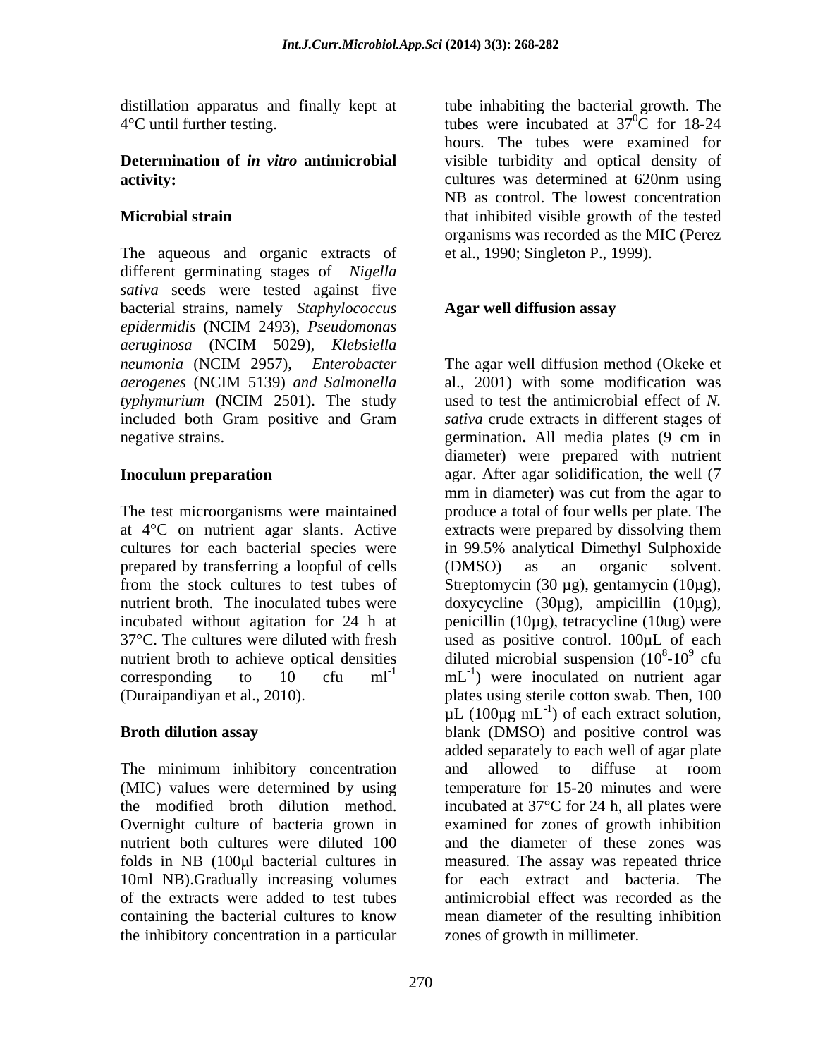distillation apparatus and finally kept at 4°C until further testing.

**Determination of *in vitro* antimicrobial activity:**

**Microbial strain**

The aqueous and organic extracts of different germinating stages of *Nigella sativa* seeds were tested against five bacterial strains, namely *Staphylococcus epidermidis* (NCIM 2493), *Pseudomonas aeruginosa* (NCIM 5029), *Klebsiella neumonia* (NCIM 2957), *Enterobacter aerogenes* (NCIM 5139) *and Salmonella typhymurium* (NCIM 2501). The study included both Gram positive and Gram negative strains.

**Inoculum preparation**

The test microorganisms were maintained at 4°C on nutrient agar slants. Active cultures for each bacterial species were prepared by transferring a loopful of cells from the stock cultures to test tubes of nutrient broth. The inoculated tubes were incubated without agitation for 24 h at 37°C. The cultures were diluted with fresh nutrient broth to achieve optical densities corresponding to 10 cfu $ml^{-1}$ (Duraipandiyan et al., 2010).

**Broth dilution assay**

The minimum inhibitory concentration (MIC) values were determined by using the modified broth dilution method. Overnight culture of bacteria grown in nutrient both cultures were diluted 100 folds in NB (100μl bacterial cultures in 10ml NB).Gradually increasing volumes of the extracts were added to test tubes containing the bacterial cultures to know the inhibitory concentration in a particular tube inhabiting the bacterial growth. The tubes were incubated at $37^0$C for 18-24 hours. The tubes were examined for visible turbidity and optical density of cultures was determined at 620nm using NB as control. The lowest concentration that inhibited visible growth of the tested organisms was recorded as the MIC (Perez et al., 1990; Singleton P., 1999).

**Agar well diffusion assay**

The agar well diffusion method (Okeke et al., 2001) with some modification was used to test the antimicrobial effect of *N. sativa* crude extracts in different stages of germination**.** All media plates (9 cm in diameter) were prepared with nutrient agar. After agar solidification, the well (7 mm in diameter) was cut from the agar to produce a total of four wells per plate. The extracts were prepared by dissolving them in 99.5% analytical Dimethyl Sulphoxide (DMSO) as an organic solvent. Streptomycin (30 µg), gentamycin (10µg), doxycycline (30µg), ampicillin (10µg), penicillin (10µg), tetracycline (10ug) were used as positive control. 100µL of each diluted microbial suspension ($10^8$-$10^9$ cfu $mL^{-1}$) were inoculated on nutrient agar plates using sterile cotton swab. Then, 100 µL (100µg $mL^{-1}$) of each extract solution, blank (DMSO) and positive control was added separately to each well of agar plate and allowed to diffuse at room temperature for 15-20 minutes and were incubated at 37°C for 24 h, all plates were examined for zones of growth inhibition and the diameter of these zones was measured. The assay was repeated thrice for each extract and bacteria. The antimicrobial effect was recorded as the mean diameter of the resulting inhibition zones of growth in millimeter.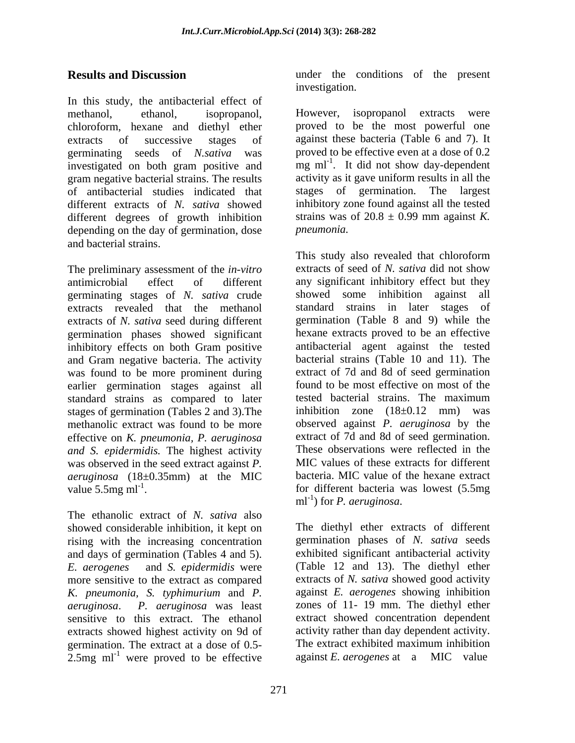## Results and Discussion

In this study, the antibacterial effect of methanol, ethanol, isopropanol, chloroform, hexane and diethyl ether extracts of successive stages of germinating seeds of *N.sativa* was investigated on both gram positive and gram negative bacterial strains. The results of antibacterial studies indicated that different extracts of *N. sativa* showed different degrees of growth inhibition depending on the day of germination, dose and bacterial strains.

The preliminary assessment of the *in-vitro* antimicrobial effect of different germinating stages of *N. sativa* crude extracts revealed that the methanol extracts of *N. sativa* seed during different germination phases showed significant inhibitory effects on both Gram positive and Gram negative bacteria. The activity was found to be more prominent during earlier germination stages against all standard strains as compared to later stages of germination (Tables 2 and 3).The methanolic extract was found to be more effective on *K. pneumonia, P. aeruginosa and S. epidermidis.* The highest activity was observed in the seed extract against *P. aeruginosa* (18±0.35mm) at the MIC value 5.5mg $ml^{-1}$.

The ethanolic extract of *N. sativa* also showed considerable inhibition, it kept on rising with the increasing concentration and days of germination (Tables 4 and 5). *E. aerogenes* and *S. epidermidis* were more sensitive to the extract as compared *K. pneumonia, S. typhimurium* and *P. aeruginosa*. *P. aeruginosa* was least sensitive to this extract. The ethanol extracts showed highest activity on 9d of germination. The extract at a dose of 0.5-2.5mg $ml^{-1}$ were proved to be effective under the conditions of the present investigation.

However, isopropanol extracts were proved to be the most powerful one against these bacteria (Table 6 and 7). It proved to be effective even at a dose of 0.2 mg $ml^{-1}$. It did not show day-dependent activity as it gave uniform results in all the stages of germination. The largest inhibitory zone found against all the tested strains was of 20.8 ± 0.99 mm against *K. pneumonia.*

This study also revealed that chloroform extracts of seed of *N. sativa* did not show any significant inhibitory effect but they showed some inhibition against all standard strains in later stages of germination (Table 8 and 9) while the hexane extracts proved to be an effective antibacterial agent against the tested bacterial strains (Table 10 and 11). The extract of 7d and 8d of seed germination found to be most effective on most of the tested bacterial strains. The maximum inhibition zone (18±0.12 mm) was observed against *P. aeruginosa* by the extract of 7d and 8d of seed germination. These observations were reflected in the MIC values of these extracts for different bacteria. MIC value of the hexane extract for different bacteria was lowest (5.5mg $ml^{-1}$) for *P. aeruginosa*.

The diethyl ether extracts of different germination phases of *N. sativa* seeds exhibited significant antibacterial activity (Table 12 and 13). The diethyl ether extracts of *N. sativa* showed good activity against *E. aerogenes* showing inhibition zones of 11- 19 mm. The diethyl ether extract showed concentration dependent activity rather than day dependent activity. The extract exhibited maximum inhibition against *E. aerogenes* at a MIC value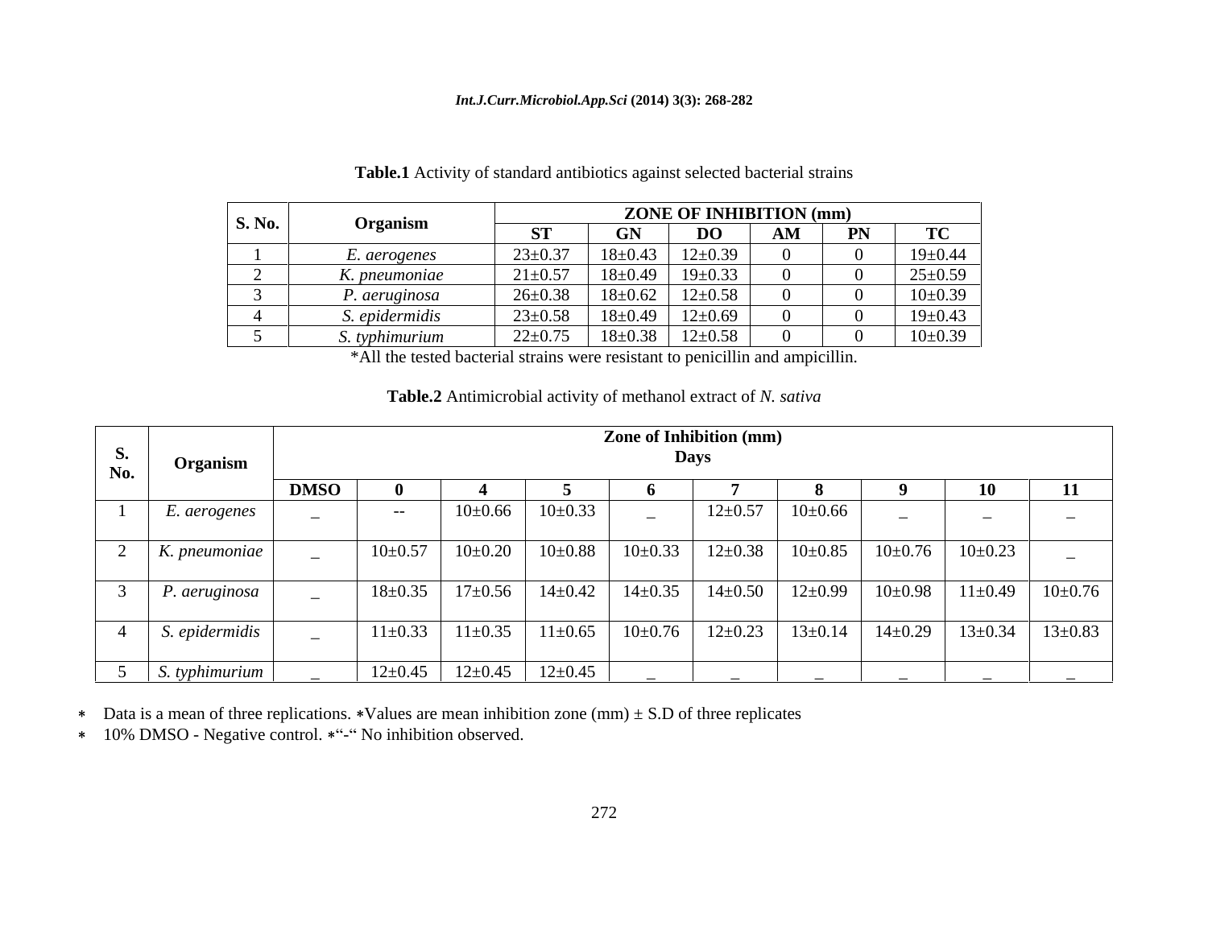**Table.1** Activity of standard antibiotics against selected bacterial strains

| S. No. | Organism | ZONE OF INHIBITION (mm) | | | | | |
|---|---|---|---|---|---|---|---|
| | | ST | GN | DO | AM | PN | TC |
| 1 | *E. aerogenes* | 23±0.37 | 18±0.43 | 12±0.39 | 0 | 0 | 19±0.44 |
| 2 | *K. pneumoniae* | 21±0.57 | 18±0.49 | 19±0.33 | 0 | 0 | 25±0.59 |
| 3 | *P. aeruginosa* | 26±0.38 | 18±0.62 | 12±0.58 | 0 | 0 | 10±0.39 |
| 4 | *S. epidermidis* | 23±0.58 | 18±0.49 | 12±0.69 | 0 | 0 | 19±0.43 |
| 5 | *S. typhimurium* | 22±0.75 | 18±0.38 | 12±0.58 | 0 | 0 | 10±0.39 |

*All the tested bacterial strains were resistant to penicillin and ampicillin.

**Table.2** Antimicrobial activity of methanol extract of *N. sativa*

| S. No. | Organism | Zone of Inhibition (mm) Days | | | | | | | | | |
|---|---|---|---|---|---|---|---|---|---|---|---|
| | | DMSO | 0 | 4 | 5 | 6 | 7 | 8 | 9 | 10 | 11 |
| 1 | *E. aerogenes* | _ | -- | 10±0.66 | 10±0.33 | _ | 12±0.57 | 10±0.66 | _ | _ | _ |
| 2 | *K. pneumoniae* | _ | 10±0.57 | 10±0.20 | 10±0.88 | 10±0.33 | 12±0.38 | 10±0.85 | 10±0.76 | 10±0.23 | _ |
| 3 | *P. aeruginosa* | _ | 18±0.35 | 17±0.56 | 14±0.42 | 14±0.35 | 14±0.50 | 12±0.99 | 10±0.98 | 11±0.49 | 10±0.76 |
| 4 | *S. epidermidis* | _ | 11±0.33 | 11±0.35 | 11±0.65 | 10±0.76 | 12±0.23 | 13±0.14 | 14±0.29 | 13±0.34 | 13±0.83 |
| 5 | *S. typhimurium* | _ | 12±0.45 | 12±0.45 | 12±0.45 | _ | _ | _ | _ | _ | _ |

- Data is a mean of three replications. *Values are mean inhibition zone (mm) ± S.D of three replicates
- 10% DMSO - Negative control. *"-" No inhibition observed.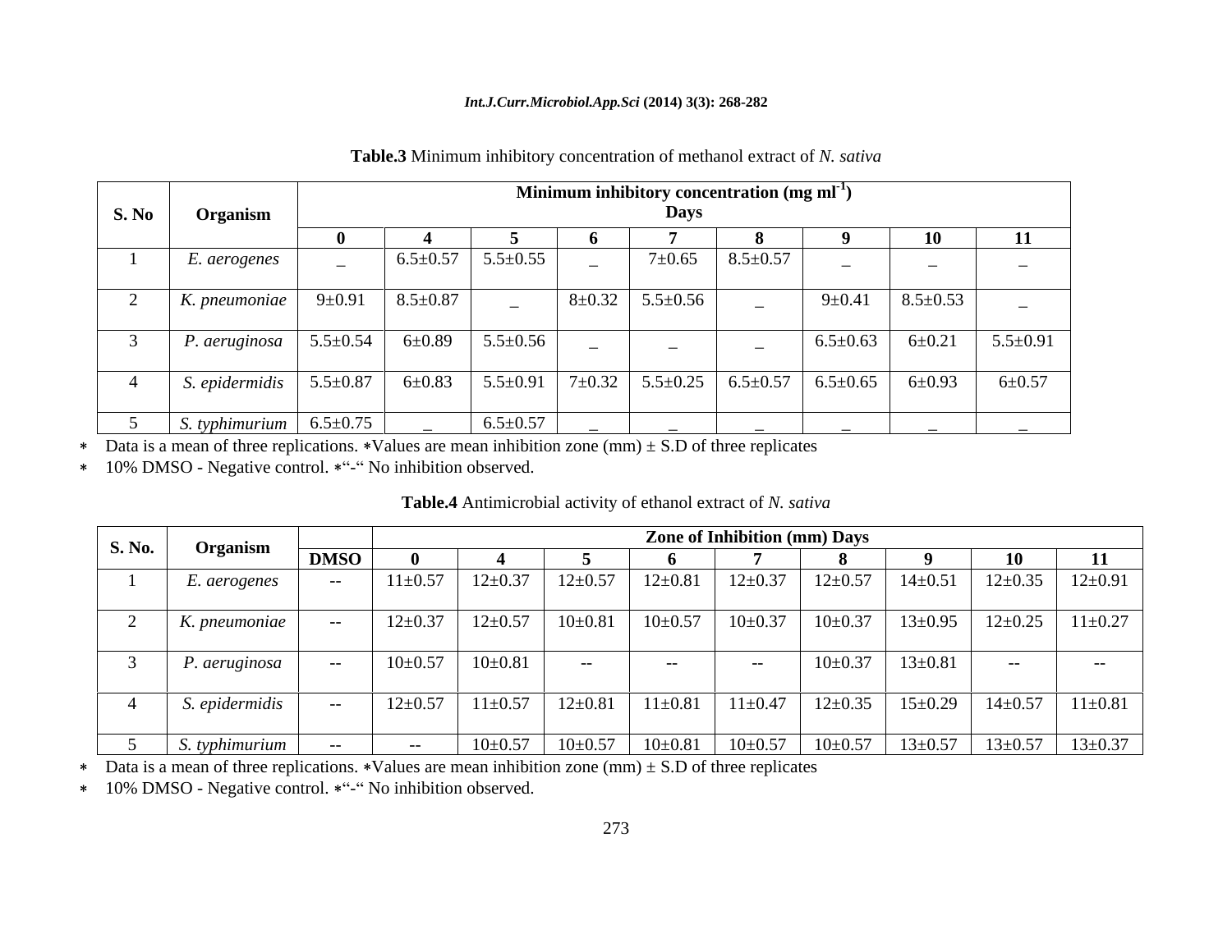**Table.3** Minimum inhibitory concentration of methanol extract of *N. sativa*

| S. No | Organism | Minimum inhibitory concentration (mg ml$^{-1}$) Days | | | | | | | | |
|---|---|---|---|---|---|---|---|---|---|---|
| | | 0 | 4 | 5 | 6 | 7 | 8 | 9 | 10 | 11 |
| 1 | *E. aerogenes* | _ | 6.5±0.57 | 5.5±0.55 | _ | 7±0.65 | 8.5±0.57 | _ | _ | _ |
| 2 | *K. pneumoniae* | 9±0.91 | 8.5±0.87 | _ | 8±0.32 | 5.5±0.56 | _ | 9±0.41 | 8.5±0.53 | _ |
| 3 | *P. aeruginosa* | 5.5±0.54 | 6±0.89 | 5.5±0.56 | _ | _ | _ | 6.5±0.63 | 6±0.21 | 5.5±0.91 |
| 4 | *S. epidermidis* | 5.5±0.87 | 6±0.83 | 5.5±0.91 | 7±0.32 | 5.5±0.25 | 6.5±0.57 | 6.5±0.65 | 6±0.93 | 6±0.57 |
| 5 | *S. typhimurium* | 6.5±0.75 | _ | 6.5±0.57 | _ | _ | _ | _ | _ | _ |

- Data is a mean of three replications. *Values are mean inhibition zone (mm) ± S.D of three replicates
- 10% DMSO - Negative control. *"-" No inhibition observed.

**Table.4** Antimicrobial activity of ethanol extract of *N. sativa*

| S. No. | Organism | | Zone of Inhibition (mm) Days | | | | | | | |
|---|---|---|---|---|---|---|---|---|---|---|
| | | DMSO | 0 | 4 | 5 | 6 | 7 | 8 | 9 | 10 | 11 |
| 1 | *E. aerogenes* | -- | 11±0.57 | 12±0.37 | 12±0.57 | 12±0.81 | 12±0.37 | 12±0.57 | 14±0.51 | 12±0.35 | 12±0.91 |
| 2 | *K. pneumoniae* | -- | 12±0.37 | 12±0.57 | 10±0.81 | 10±0.57 | 10±0.37 | 10±0.37 | 13±0.95 | 12±0.25 | 11±0.27 |
| 3 | *P. aeruginosa* | -- | 10±0.57 | 10±0.81 | -- | -- | -- | 10±0.37 | 13±0.81 | -- | -- |
| 4 | *S. epidermidis* | -- | 12±0.57 | 11±0.57 | 12±0.81 | 11±0.81 | 11±0.47 | 12±0.35 | 15±0.29 | 14±0.57 | 11±0.81 |
| 5 | *S. typhimurium* | -- | -- | 10±0.57 | 10±0.57 | 10±0.81 | 10±0.57 | 10±0.57 | 13±0.57 | 13±0.57 | 13±0.37 |

- Data is a mean of three replications. *Values are mean inhibition zone (mm) ± S.D of three replicates
- 10% DMSO - Negative control. *"-" No inhibition observed.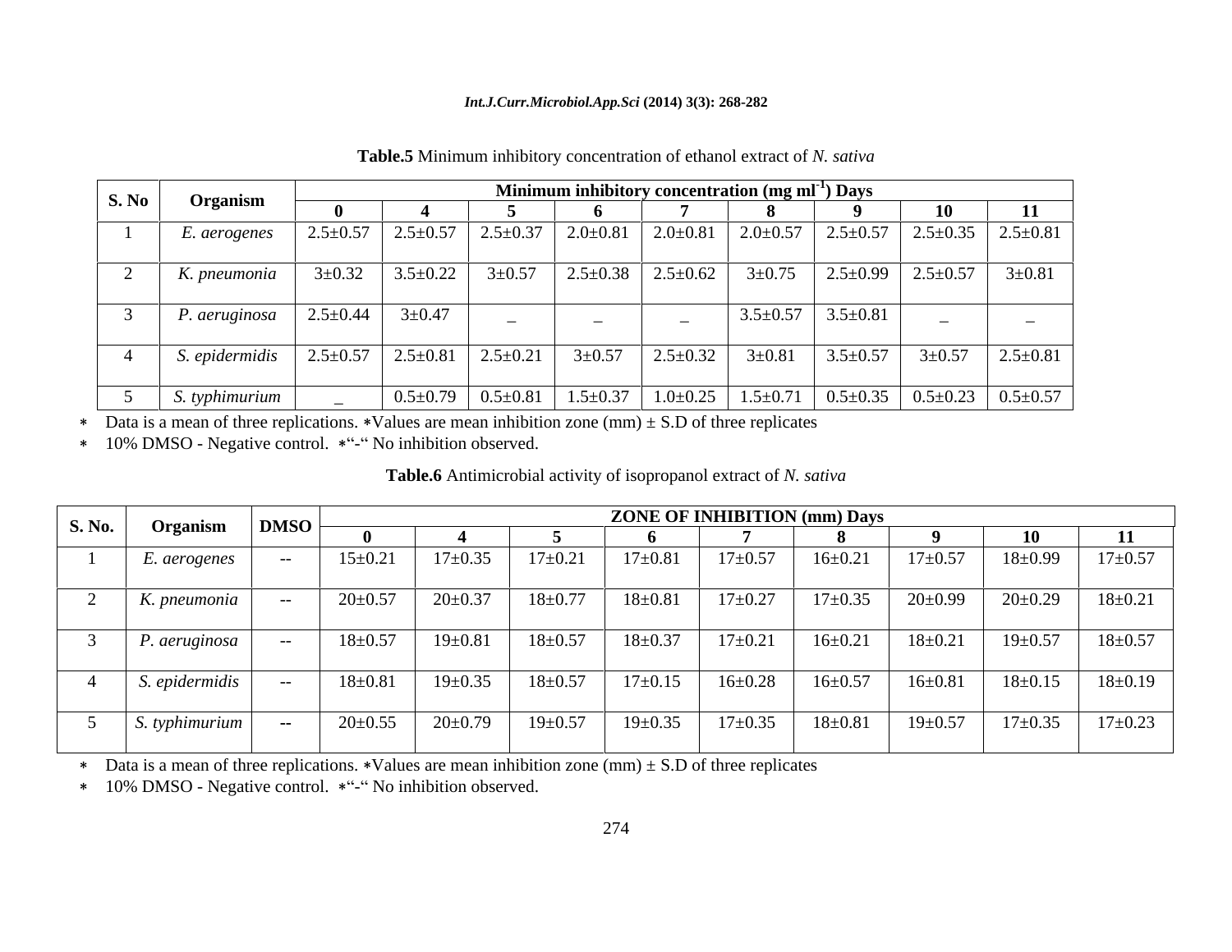**Table.5** Minimum inhibitory concentration of ethanol extract of *N. sativa*

| S. No | Organism | Minimum inhibitory concentration (mg ml$^{-1}$) Days | | | | | | | | |
|---|---|---|---|---|---|---|---|---|---|---|
| | | 0 | 4 | 5 | 6 | 7 | 8 | 9 | 10 | 11 |
| 1 | *E. aerogenes* | 2.5±0.57 | 2.5±0.57 | 2.5±0.37 | 2.0±0.81 | 2.0±0.81 | 2.0±0.57 | 2.5±0.57 | 2.5±0.35 | 2.5±0.81 |
| 2 | *K. pneumonia* | 3±0.32 | 3.5±0.22 | 3±0.57 | 2.5±0.38 | 2.5±0.62 | 3±0.75 | 2.5±0.99 | 2.5±0.57 | 3±0.81 |
| 3 | *P. aeruginosa* | 2.5±0.44 | 3±0.47 | _ | _ | _ | 3.5±0.57 | 3.5±0.81 | _ | _ |
| 4 | *S. epidermidis* | 2.5±0.57 | 2.5±0.81 | 2.5±0.21 | 3±0.57 | 2.5±0.32 | 3±0.81 | 3.5±0.57 | 3±0.57 | 2.5±0.81 |
| 5 | *S. typhimurium* | _ | 0.5±0.79 | 0.5±0.81 | 1.5±0.37 | 1.0±0.25 | 1.5±0.71 | 0.5±0.35 | 0.5±0.23 | 0.5±0.57 |

- Data is a mean of three replications. *Values are mean inhibition zone (mm) ± S.D of three replicates
- 10% DMSO - Negative control. *"-" No inhibition observed.

**Table.6** Antimicrobial activity of isopropanol extract of *N. sativa*

| S. No. | Organism | DMSO | ZONE OF INHIBITION (mm) Days | | | | | | | | |
|---|---|---|---|---|---|---|---|---|---|---|---|
| | | | 0 | 4 | 5 | 6 | 7 | 8 | 9 | 10 | 11 |
| 1 | *E. aerogenes* | -- | 15±0.21 | 17±0.35 | 17±0.21 | 17±0.81 | 17±0.57 | 16±0.21 | 17±0.57 | 18±0.99 | 17±0.57 |
| 2 | *K. pneumonia* | -- | 20±0.57 | 20±0.37 | 18±0.77 | 18±0.81 | 17±0.27 | 17±0.35 | 20±0.99 | 20±0.29 | 18±0.21 |
| 3 | *P. aeruginosa* | -- | 18±0.57 | 19±0.81 | 18±0.57 | 18±0.37 | 17±0.21 | 16±0.21 | 18±0.21 | 19±0.57 | 18±0.57 |
| 4 | *S. epidermidis* | -- | 18±0.81 | 19±0.35 | 18±0.57 | 17±0.15 | 16±0.28 | 16±0.57 | 16±0.81 | 18±0.15 | 18±0.19 |
| 5 | *S. typhimurium* | -- | 20±0.55 | 20±0.79 | 19±0.57 | 19±0.35 | 17±0.35 | 18±0.81 | 19±0.57 | 17±0.35 | 17±0.23 |

- Data is a mean of three replications. *Values are mean inhibition zone (mm) ± S.D of three replicates
- 10% DMSO - Negative control. *"-" No inhibition observed.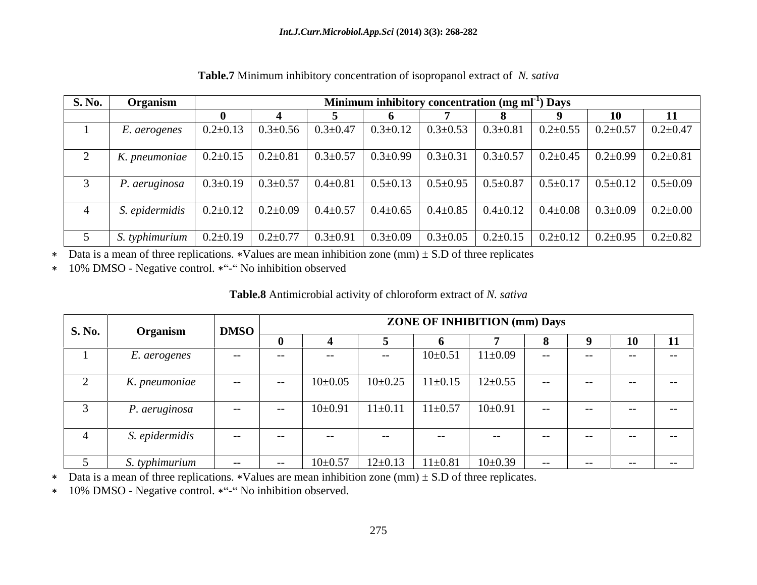**Table.7** Minimum inhibitory concentration of isopropanol extract of *N. sativa*

| S. No. | Organism | Minimum inhibitory concentration (mg ml$^{-1}$) Days | | | | | | | | |
|---|---|---|---|---|---|---|---|---|---|---|
| | | 0 | 4 | 5 | 6 | 7 | 8 | 9 | 10 | 11 |
| 1 | *E. aerogenes* | 0.2±0.13 | 0.3±0.56 | 0.3±0.47 | 0.3±0.12 | 0.3±0.53 | 0.3±0.81 | 0.2±0.55 | 0.2±0.57 | 0.2±0.47 |
| 2 | *K. pneumoniae* | 0.2±0.15 | 0.2±0.81 | 0.3±0.57 | 0.3±0.99 | 0.3±0.31 | 0.3±0.57 | 0.2±0.45 | 0.2±0.99 | 0.2±0.81 |
| 3 | *P. aeruginosa* | 0.3±0.19 | 0.3±0.57 | 0.4±0.81 | 0.5±0.13 | 0.5±0.95 | 0.5±0.87 | 0.5±0.17 | 0.5±0.12 | 0.5±0.09 |
| 4 | *S. epidermidis* | 0.2±0.12 | 0.2±0.09 | 0.4±0.57 | 0.4±0.65 | 0.4±0.85 | 0.4±0.12 | 0.4±0.08 | 0.3±0.09 | 0.2±0.00 |
| 5 | *S. typhimurium* | 0.2±0.19 | 0.2±0.77 | 0.3±0.91 | 0.3±0.09 | 0.3±0.05 | 0.2±0.15 | 0.2±0.12 | 0.2±0.95 | 0.2±0.82 |

- Data is a mean of three replications. *Values are mean inhibition zone (mm) ± S.D of three replicates
- 10% DMSO - Negative control. *"-" No inhibition observed

**Table.8** Antimicrobial activity of chloroform extract of *N. sativa*

| S. No. | Organism | DMSO | ZONE OF INHIBITION (mm) Days | | | | | | | | |
|---|---|---|---|---|---|---|---|---|---|---|---|
| | | | 0 | 4 | 5 | 6 | 7 | 8 | 9 | 10 | 11 |
| 1 | *E. aerogenes* | -- | -- | -- | -- | 10±0.51 | 11±0.09 | -- | -- | -- | -- |
| 2 | *K. pneumoniae* | -- | -- | 10±0.05 | 10±0.25 | 11±0.15 | 12±0.55 | -- | -- | -- | -- |
| 3 | *P. aeruginosa* | -- | -- | 10±0.91 | 11±0.11 | 11±0.57 | 10±0.91 | -- | -- | -- | -- |
| 4 | *S. epidermidis* | -- | -- | -- | -- | -- | -- | -- | -- | -- | -- |
| 5 | *S. typhimurium* | -- | -- | 10±0.57 | 12±0.13 | 11±0.81 | 10±0.39 | -- | -- | -- | -- |

- Data is a mean of three replications. *Values are mean inhibition zone (mm) ± S.D of three replicates.
- 10% DMSO - Negative control. *"-" No inhibition observed.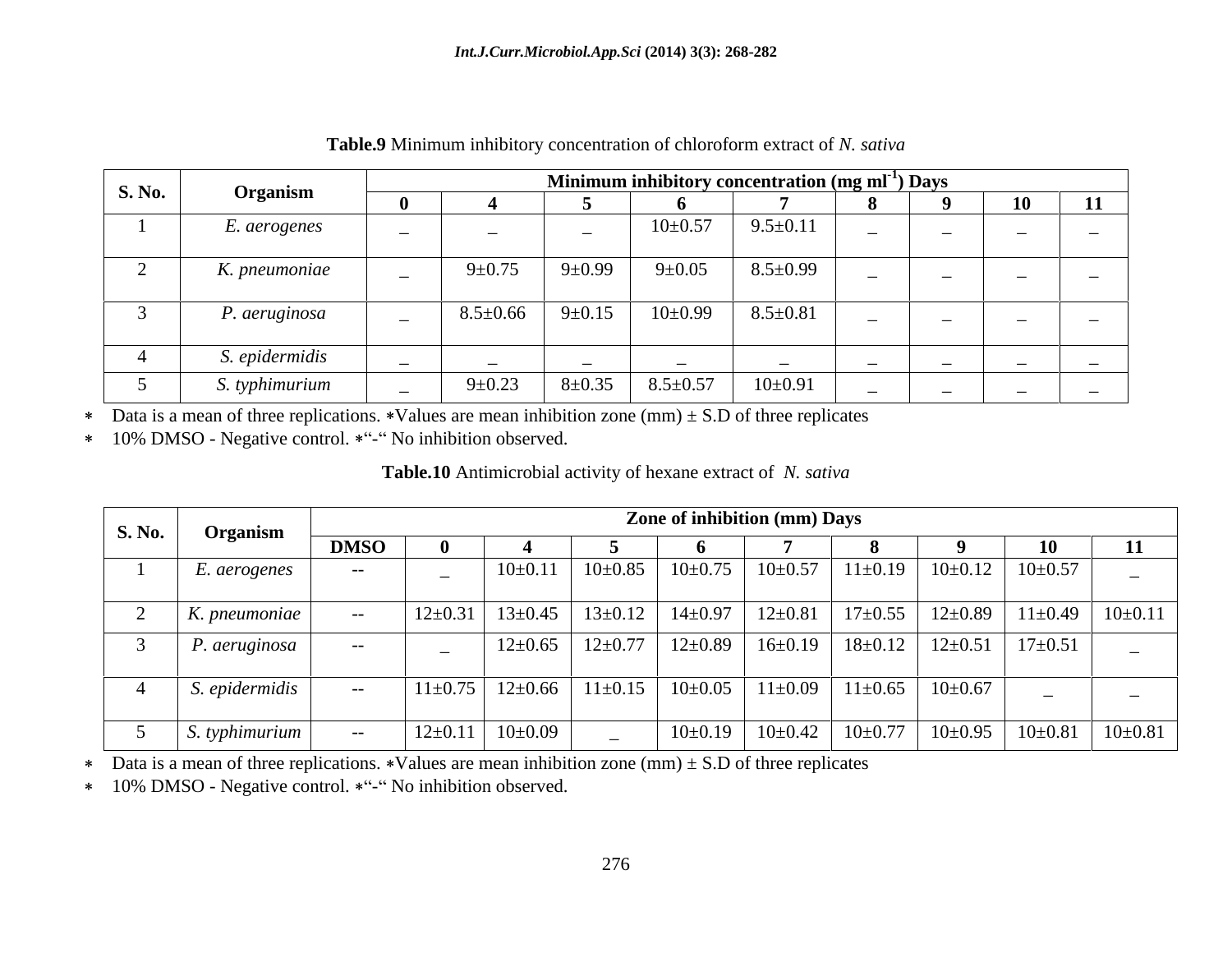**Table.9** Minimum inhibitory concentration of chloroform extract of *N. sativa*

| S. No. | Organism | Minimum inhibitory concentration (mg ml$^{-1}$) Days | | | | | | | | |
|---|---|---|---|---|---|---|---|---|---|---|
| | | 0 | 4 | 5 | 6 | 7 | 8 | 9 | 10 | 11 |
| 1 | *E. aerogenes* | _ | _ | _ | 10±0.57 | 9.5±0.11 | _ | _ | _ | _ |
| 2 | *K. pneumoniae* | _ | 9±0.75 | 9±0.99 | 9±0.05 | 8.5±0.99 | _ | _ | _ | _ |
| 3 | *P. aeruginosa* | _ | 8.5±0.66 | 9±0.15 | 10±0.99 | 8.5±0.81 | _ | _ | _ | _ |
| 4 | *S. epidermidis* | _ | _ | _ | _ | _ | _ | _ | _ | _ |
| 5 | *S. typhimurium* | _ | 9±0.23 | 8±0.35 | 8.5±0.57 | 10±0.91 | _ | _ | _ | _ |

- Data is a mean of three replications. *Values are mean inhibition zone (mm) ± S.D of three replicates
- 10% DMSO - Negative control. *"-" No inhibition observed.

**Table.10** Antimicrobial activity of hexane extract of *N. sativa*

| S. No. | Organism | Zone of inhibition (mm) Days | | | | | | | | | |
|---|---|---|---|---|---|---|---|---|---|---|---|
| | | DMSO | 0 | 4 | 5 | 6 | 7 | 8 | 9 | 10 | 11 |
| 1 | *E. aerogenes* | -- | _ | 10±0.11 | 10±0.85 | 10±0.75 | 10±0.57 | 11±0.19 | 10±0.12 | 10±0.57 | _ |
| 2 | *K. pneumoniae* | -- | 12±0.31 | 13±0.45 | 13±0.12 | 14±0.97 | 12±0.81 | 17±0.55 | 12±0.89 | 11±0.49 | 10±0.11 |
| 3 | *P. aeruginosa* | -- | _ | 12±0.65 | 12±0.77 | 12±0.89 | 16±0.19 | 18±0.12 | 12±0.51 | 17±0.51 | _ |
| 4 | *S. epidermidis* | -- | 11±0.75 | 12±0.66 | 11±0.15 | 10±0.05 | 11±0.09 | 11±0.65 | 10±0.67 | _ | _ |
| 5 | *S. typhimurium* | -- | 12±0.11 | 10±0.09 | _ | 10±0.19 | 10±0.42 | 10±0.77 | 10±0.95 | 10±0.81 | 10±0.81 |

- Data is a mean of three replications. *Values are mean inhibition zone (mm) ± S.D of three replicates
- 10% DMSO - Negative control. *"-" No inhibition observed.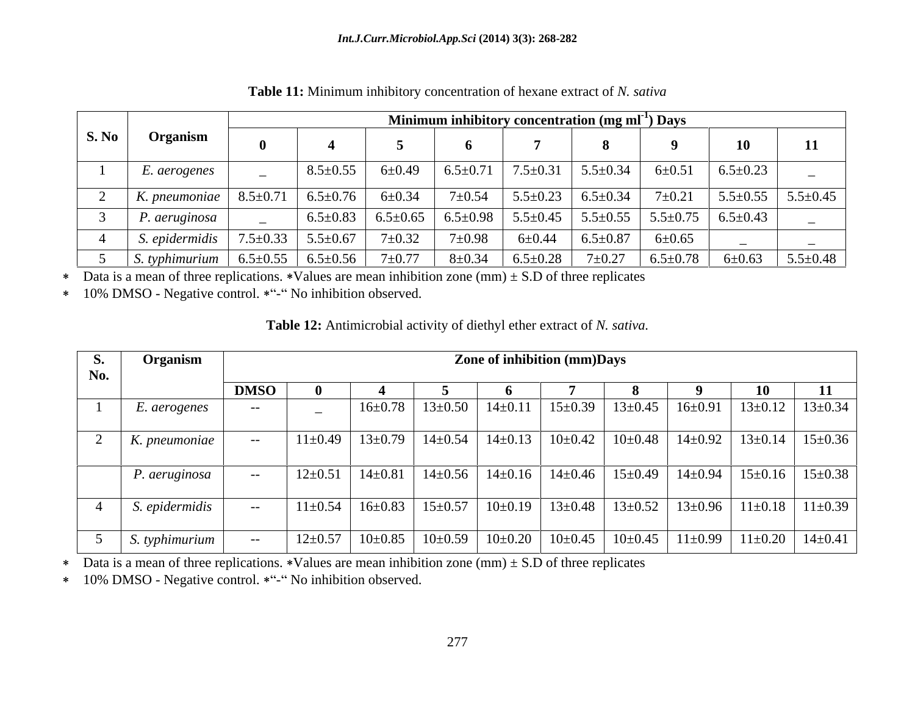**Table 11:** Minimum inhibitory concentration of hexane extract of *N. sativa*

| S. No | Organism | Minimum inhibitory concentration (mg ml$^{-1}$) Days | | | | | | | | |
|---|---|---|---|---|---|---|---|---|---|---|
| | | 0 | 4 | 5 | 6 | 7 | 8 | 9 | 10 | 11 |
| 1 | *E. aerogenes* | _ | 8.5±0.55 | 6±0.49 | 6.5±0.71 | 7.5±0.31 | 5.5±0.34 | 6±0.51 | 6.5±0.23 | _ |
| 2 | *K. pneumoniae* | 8.5±0.71 | 6.5±0.76 | 6±0.34 | 7±0.54 | 5.5±0.23 | 6.5±0.34 | 7±0.21 | 5.5±0.55 | 5.5±0.45 |
| 3 | *P. aeruginosa* | _ | 6.5±0.83 | 6.5±0.65 | 6.5±0.98 | 5.5±0.45 | 5.5±0.55 | 5.5±0.75 | 6.5±0.43 | _ |
| 4 | *S. epidermidis* | 7.5±0.33 | 5.5±0.67 | 7±0.32 | 7±0.98 | 6±0.44 | 6.5±0.87 | 6±0.65 | _ | _ |
| 5 | *S. typhimurium* | 6.5±0.55 | 6.5±0.56 | 7±0.77 | 8±0.34 | 6.5±0.28 | 7±0.27 | 6.5±0.78 | 6±0.63 | 5.5±0.48 |

* Data is a mean of three replications. *Values are mean inhibition zone (mm) ± S.D of three replicates
* 10% DMSO - Negative control. *"-" No inhibition observed.

**Table 12:** Antimicrobial activity of diethyl ether extract of *N. sativa.*

| S. No. | Organism | Zone of inhibition (mm)Days | | | | | | | | | |
|---|---|---|---|---|---|---|---|---|---|---|---|
| | | DMSO | 0 | 4 | 5 | 6 | 7 | 8 | 9 | 10 | 11 |
| 1 | *E. aerogenes* | -- | _ | 16±0.78 | 13±0.50 | 14±0.11 | 15±0.39 | 13±0.45 | 16±0.91 | 13±0.12 | 13±0.34 |
| 2 | *K. pneumoniae* | -- | 11±0.49 | 13±0.79 | 14±0.54 | 14±0.13 | 10±0.42 | 10±0.48 | 14±0.92 | 13±0.14 | 15±0.36 |
| | *P. aeruginosa* | -- | 12±0.51 | 14±0.81 | 14±0.56 | 14±0.16 | 14±0.46 | 15±0.49 | 14±0.94 | 15±0.16 | 15±0.38 |
| 4 | *S. epidermidis* | -- | 11±0.54 | 16±0.83 | 15±0.57 | 10±0.19 | 13±0.48 | 13±0.52 | 13±0.96 | 11±0.18 | 11±0.39 |
| 5 | *S. typhimurium* | -- | 12±0.57 | 10±0.85 | 10±0.59 | 10±0.20 | 10±0.45 | 10±0.45 | 11±0.99 | 11±0.20 | 14±0.41 |

* Data is a mean of three replications. *Values are mean inhibition zone (mm) ± S.D of three replicates
* 10% DMSO - Negative control. *"-" No inhibition observed.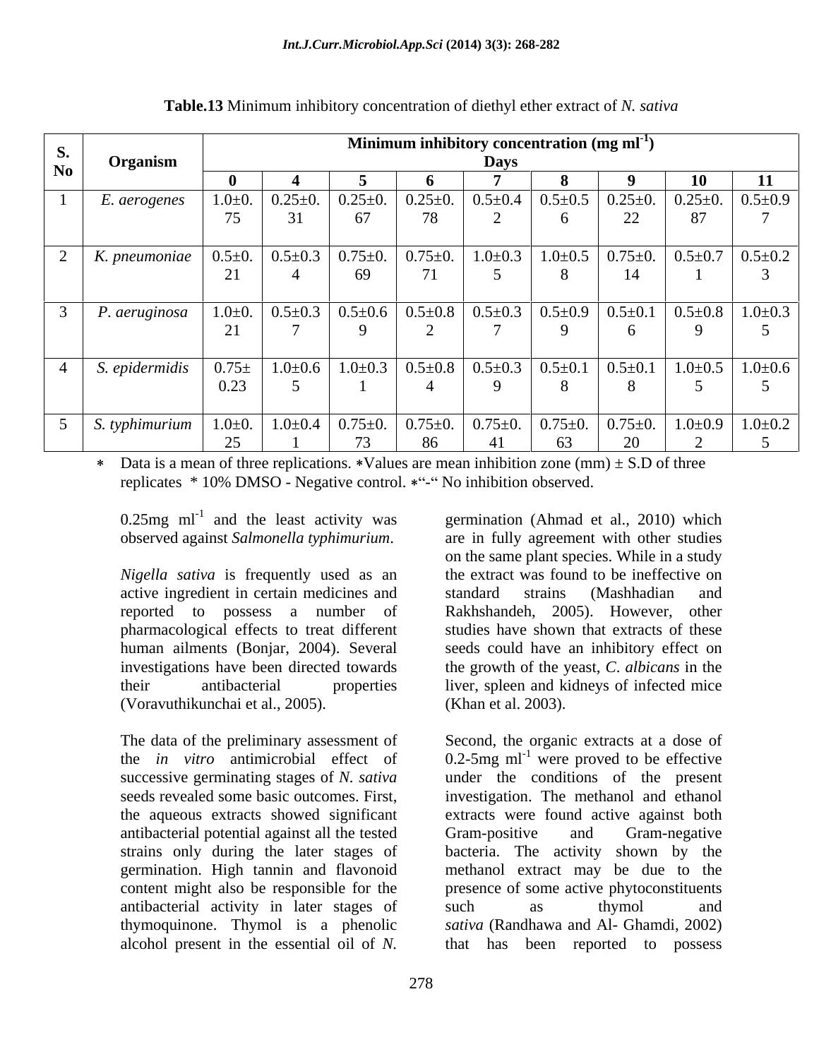**Table.13** Minimum inhibitory concentration of diethyl ether extract of *N. sativa*

| S. No | Organism | Minimum inhibitory concentration (mg $ml^{-1}$) Days | | | | | | | | |
|---|---|---|---|---|---|---|---|---|---|---|
| | | 0 | 4 | 5 | 6 | 7 | 8 | 9 | 10 | 11 |
| 1 | *E. aerogenes* | 1.0±0.75 | 0.25±0.31 | 0.25±0.67 | 0.25±0.78 | 0.5±0.42 | 0.5±0.56 | 0.25±0.22 | 0.25±0.87 | 0.5±0.97 |
| 2 | *K. pneumoniae* | 0.5±0.21 | 0.5±0.34 | 0.75±0.69 | 0.75±0.71 | 1.0±0.35 | 1.0±0.58 | 0.75±0.14 | 0.5±0.71 | 0.5±0.23 |
| 3 | *P. aeruginosa* | 1.0±0.21 | 0.5±0.37 | 0.5±0.69 | 0.5±0.82 | 0.5±0.37 | 0.5±0.99 | 0.5±0.16 | 0.5±0.89 | 1.0±0.35 |
| 4 | *S. epidermidis* | 0.75±0.23 | 1.0±0.65 | 1.0±0.31 | 0.5±0.84 | 0.5±0.39 | 0.5±0.18 | 0.5±0.18 | 1.0±0.55 | 1.0±0.65 |
| 5 | *S. typhimurium* | 1.0±0.25 | 1.0±0.41 | 0.75±0.73 | 0.75±0.86 | 0.75±0.41 | 0.75±0.63 | 0.75±0.20 | 1.0±0.92 | 1.0±0.25 |

* Data is a mean of three replications. *Values are mean inhibition zone (mm) ± S.D of three replicates * 10% DMSO - Negative control. *"-" No inhibition observed.

0.25mg $ml^{-1}$ and the least activity was observed against *Salmonella typhimurium*.

*Nigella sativa* is frequently used as an active ingredient in certain medicines and reported to possess a number of pharmacological effects to treat different human ailments (Bonjar, 2004). Several investigations have been directed towards their antibacterial properties (Voravuthikunchai et al., 2005).

The data of the preliminary assessment of the *in vitro* antimicrobial effect of successive germinating stages of *N. sativa* seeds revealed some basic outcomes. First, the aqueous extracts showed significant antibacterial potential against all the tested strains only during the later stages of germination. High tannin and flavonoid content might also be responsible for the antibacterial activity in later stages of germination (Ahmad et al., 2010) which are in fully agreement with other studies on the same plant species. While in a study the extract was found to be ineffective on standard strains (Mashhadian and Rakhshandeh, 2005). However, other studies have shown that extracts of these seeds could have an inhibitory effect on the growth of the yeast, *C. albicans* in the liver, spleen and kidneys of infected mice (Khan et al. 2003).

Second, the organic extracts at a dose of 0.2-5mg $ml^{-1}$ were proved to be effective under the conditions of the present investigation. The methanol and ethanol extracts were found active against both Gram-positive and Gram-negative bacteria. The activity shown by the methanol extract may be due to the presence of some active phytoconstituents such as thymol and thymoquinone. Thymol is a phenolic alcohol present in the essential oil of *N. sativa* (Randhawa and Al- Ghamdi, 2002) that has been reported to possess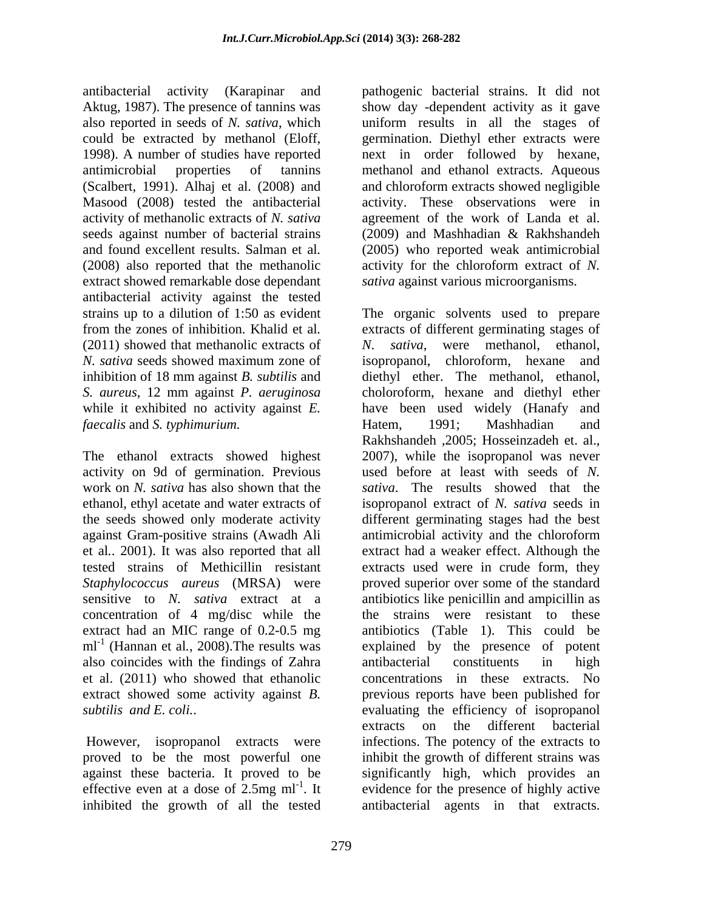antibacterial activity (Karapinar and Aktug, 1987). The presence of tannins was also reported in seeds of *N. sativa*, which could be extracted by methanol (Eloff, 1998). A number of studies have reported antimicrobial properties of tannins (Scalbert, 1991). Alhaj et al. (2008) and Masood (2008) tested the antibacterial activity of methanolic extracts of *N. sativa* seeds against number of bacterial strains and found excellent results. Salman et al. (2008) also reported that the methanolic extract showed remarkable dose dependant antibacterial activity against the tested strains up to a dilution of 1:50 as evident from the zones of inhibition. Khalid et al. (2011) showed that methanolic extracts of *N. sativa* seeds showed maximum zone of inhibition of 18 mm against *B. subtilis* and *S. aureus*, 12 mm against *P. aeruginosa* while it exhibited no activity against *E. faecalis* and *S. typhimurium.*

The ethanol extracts showed highest activity on 9d of germination. Previous work on *N. sativa* has also shown that the ethanol, ethyl acetate and water extracts of the seeds showed only moderate activity against Gram-positive strains (Awadh Ali et al.. 2001). It was also reported that all tested strains of Methicillin resistant *Staphylococcus aureus* (MRSA) were sensitive to *N. sativa* extract at a concentration of 4 mg/disc while the extract had an MIC range of 0.2-0.5 mg $ml^{-1}$ (Hannan et al., 2008).The results was also coincides with the findings of Zahra et al. (2011) who showed that ethanolic extract showed some activity against *B. subtilis and E. coli.*.

However, isopropanol extracts were proved to be the most powerful one against these bacteria. It proved to be effective even at a dose of 2.5mg $ml^{-1}$. It inhibited the growth of all the tested pathogenic bacterial strains. It did not show day -dependent activity as it gave uniform results in all the stages of germination. Diethyl ether extracts were next in order followed by hexane, methanol and ethanol extracts. Aqueous and chloroform extracts showed negligible activity. These observations were in agreement of the work of Landa et al. (2009) and Mashhadian & Rakhshandeh (2005) who reported weak antimicrobial activity for the chloroform extract of *N. sativa* against various microorganisms.

The organic solvents used to prepare extracts of different germinating stages of *N. sativa*, were methanol, ethanol, isopropanol, chloroform, hexane and diethyl ether. The methanol, ethanol, choloroform, hexane and diethyl ether have been used widely (Hanafy and Hatem, 1991; Mashhadian and Rakhshandeh ,2005; Hosseinzadeh et. al., 2007), while the isopropanol was never used before at least with seeds of *N. sativa*. The results showed that the isopropanol extract of *N. sativa* seeds in different germinating stages had the best antimicrobial activity and the chloroform extract had a weaker effect. Although the extracts used were in crude form, they proved superior over some of the standard antibiotics like penicillin and ampicillin as the strains were resistant to these antibiotics (Table 1). This could be explained by the presence of potent antibacterial constituents in high concentrations in these extracts. No previous reports have been published for evaluating the efficiency of isopropanol extracts on the different bacterial infections. The potency of the extracts to inhibit the growth of different strains was significantly high, which provides an evidence for the presence of highly active antibacterial agents in that extracts.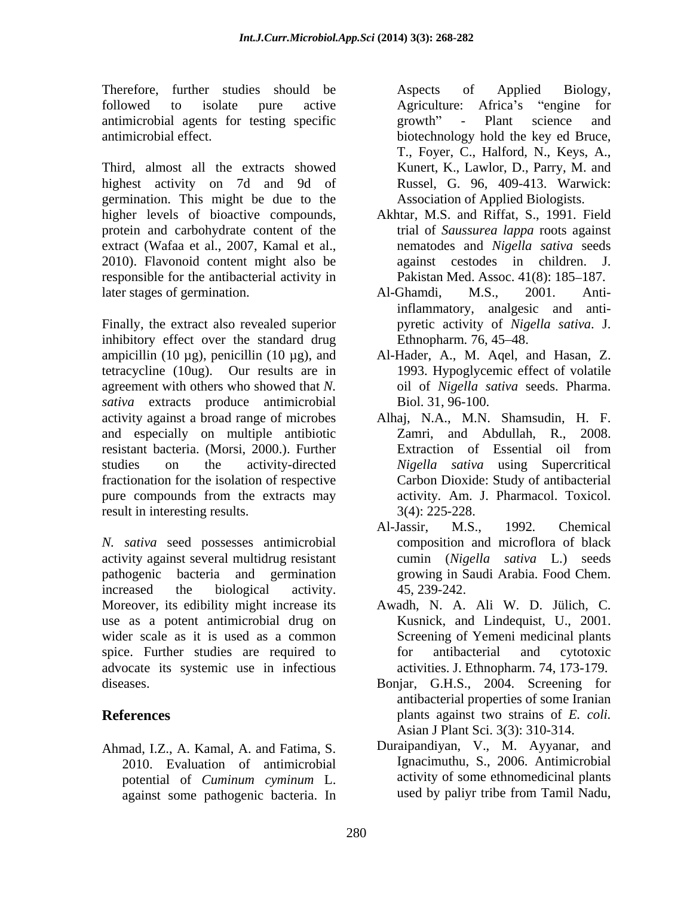Therefore, further studies should be followed to isolate pure active antimicrobial agents for testing specific antimicrobial effect.

Third, almost all the extracts showed highest activity on 7d and 9d of germination. This might be due to the higher levels of bioactive compounds, protein and carbohydrate content of the extract (Wafaa et al., 2007, Kamal et al., 2010). Flavonoid content might also be responsible for the antibacterial activity in later stages of germination.

Finally, the extract also revealed superior inhibitory effect over the standard drug ampicillin (10 µg), penicillin (10 µg), and tetracycline (10ug). Our results are in agreement with others who showed that *N. sativa* extracts produce antimicrobial activity against a broad range of microbes and especially on multiple antibiotic resistant bacteria. (Morsi, 2000.). Further studies on the activity-directed fractionation for the isolation of respective pure compounds from the extracts may result in interesting results.

*N. sativa* seed possesses antimicrobial activity against several multidrug resistant pathogenic bacteria and germination increased the biological activity. Moreover, its edibility might increase its use as a potent antimicrobial drug on wider scale as it is used as a common spice. Further studies are required to advocate its systemic use in infectious diseases.

## References

Ahmad, I.Z., A. Kamal, A. and Fatima, S. 2010. Evaluation of antimicrobial potential of *Cuminum cyminum* L. against some pathogenic bacteria. In Aspects of Applied Biology, Agriculture: Africa's "engine for growth" - Plant science and biotechnology hold the key ed Bruce, T., Foyer, C., Halford, N., Keys, A., Kunert, K., Lawlor, D., Parry, M. and Russel, G. 96, 409-413. Warwick: Association of Applied Biologists.

Akhtar, M.S. and Riffat, S., 1991. Field trial of *Saussurea lappa* roots against nematodes and *Nigella sativa* seeds against cestodes in children. J. Pakistan Med. Assoc. 41(8): 185–187.

Al-Ghamdi, M.S., 2001. Anti-inflammatory, analgesic and anti-pyretic activity of *Nigella sativa*. J. Ethnopharm. 76, 45–48.

Al-Hader, A., M. Aqel, and Hasan, Z. 1993. Hypoglycemic effect of volatile oil of *Nigella sativa* seeds. Pharma. Biol. 31, 96-100.

Alhaj, N.A., M.N. Shamsudin, H. F. Zamri, and Abdullah, R., 2008. Extraction of Essential oil from *Nigella sativa* using Supercritical Carbon Dioxide: Study of antibacterial activity. Am. J. Pharmacol. Toxicol. 3(4): 225-228.

Al-Jassir, M.S., 1992. Chemical composition and microflora of black cumin (*Nigella sativa* L.) seeds growing in Saudi Arabia. Food Chem. 45, 239-242.

Awadh, N. A. Ali W. D. Jülich, C. Kusnick, and Lindequist, U., 2001. Screening of Yemeni medicinal plants for antibacterial and cytotoxic activities. J. Ethnopharm. 74, 173-179.

Bonjar, G.H.S., 2004. Screening for antibacterial properties of some Iranian plants against two strains of *E. coli.* Asian J Plant Sci. 3(3): 310-314.

Duraipandiyan, V., M. Ayyanar, and Ignacimuthu, S., 2006. Antimicrobial activity of some ethnomedicinal plants used by paliyr tribe from Tamil Nadu,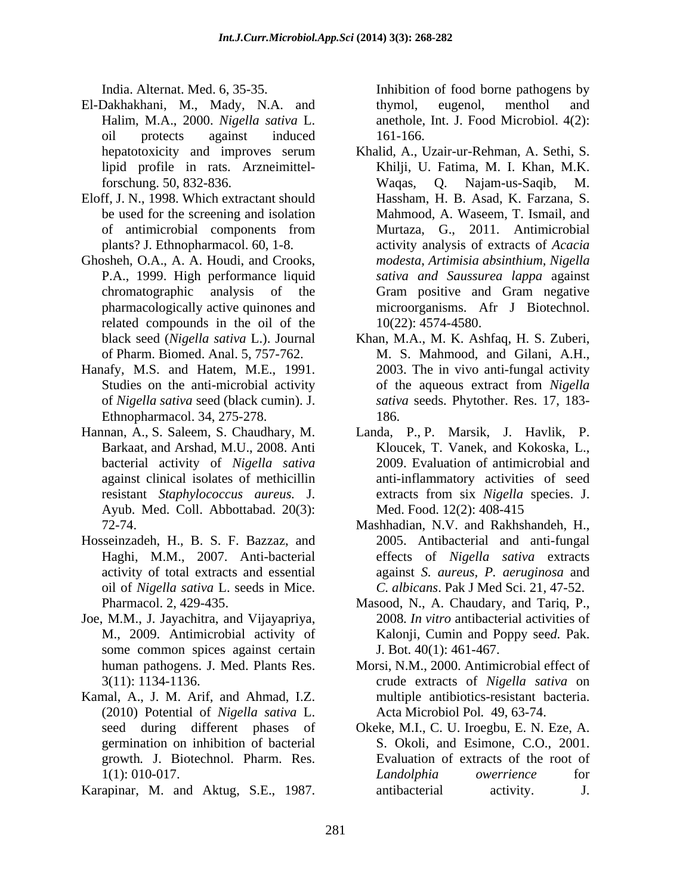India. Alternat. Med. 6, 35-35.

El-Dakhakhani, M., Mady, N.A. and Halim, M.A., 2000. *Nigella sativa* L. oil protects against induced hepatotoxicity and improves serum lipid profile in rats. Arzneimittel-forschung. 50, 832-836.

Eloff, J. N., 1998. Which extractant should be used for the screening and isolation of antimicrobial components from plants? J. Ethnopharmacol. 60, 1-8.

Ghosheh, O.A., A. A. Houdi, and Crooks, P.A., 1999. High performance liquid chromatographic analysis of the pharmacologically active quinones and related compounds in the oil of the black seed (*Nigella sativa* L.). Journal of Pharm. Biomed. Anal. 5, 757-762.

Hanafy, M.S. and Hatem, M.E., 1991. Studies on the anti-microbial activity of *Nigella sativa* seed (black cumin). J. Ethnopharmacol. 34, 275-278.

Hannan, A., S. Saleem, S. Chaudhary, M. Barkaat, and Arshad, M.U., 2008. Anti bacterial activity of *Nigella sativa* against clinical isolates of methicillin resistant *Staphylococcus aureus.* J. Ayub. Med. Coll. Abbottabad. 20(3): 72-74.

Hosseinzadeh, H., B. S. F. Bazzaz, and Haghi, M.M., 2007. Anti-bacterial activity of total extracts and essential oil of *Nigella sativa* L. seeds in Mice. Pharmacol. 2, 429-435.

Joe, M.M., J. Jayachitra, and Vijayapriya, M., 2009. Antimicrobial activity of some common spices against certain human pathogens. J. Med. Plants Res. 3(11): 1134-1136.

Kamal, A., J. M. Arif, and Ahmad, I.Z. (2010) Potential of *Nigella sativa* L. seed during different phases of germination on inhibition of bacterial growth*.* J. Biotechnol. Pharm. Res. 1(1): 010-017.

Karapinar, M. and Aktug, S.E., 1987. Inhibition of food borne pathogens by thymol, eugenol, menthol and anethole, Int. J. Food Microbiol. 4(2): 161-166.

Khalid, A., Uzair-ur-Rehman, A. Sethi, S. Khilji, U. Fatima, M. I. Khan, M.K. Waqas, Q. Najam-us-Saqib, M. Hassham, H. B. Asad, K. Farzana, S. Mahmood, A. Waseem, T. Ismail, and Murtaza, G., 2011. Antimicrobial activity analysis of extracts of *Acacia modesta*, *Artimisia absinthium*, *Nigella sativa and Saussurea lappa* against Gram positive and Gram negative microorganisms. Afr J Biotechnol. 10(22): 4574-4580.

Khan, M.A., M. K. Ashfaq, H. S. Zuberi, M. S. Mahmood, and Gilani, A.H., 2003. The in vivo anti-fungal activity of the aqueous extract from *Nigella sativa* seeds. Phytother. Res. 17, 183-186.

Landa, P., P. Marsik, J. Havlik, P. Kloucek, T. Vanek, and Kokoska, L., 2009. Evaluation of antimicrobial and anti-inflammatory activities of seed extracts from six *Nigella* species. J. Med. Food. 12(2): 408-415

Mashhadian, N.V. and Rakhshandeh, H., 2005. Antibacterial and anti-fungal effects of *Nigella sativa* extracts against *S. aureus*, *P. aeruginosa* and *C. albicans*. Pak J Med Sci. 21, 47-52.

Masood, N., A. Chaudary, and Tariq, P., 2008. *In vitro* antibacterial activities of Kalonji, Cumin and Poppy see*d.* Pak. J. Bot. 40(1): 461-467.

Morsi, N.M., 2000. Antimicrobial effect of crude extracts of *Nigella sativa* on multiple antibiotics-resistant bacteria. Acta Microbiol Pol*.* 49, 63-74.

Okeke, M.I., C. U. Iroegbu, E. N. Eze, A. S. Okoli, and Esimone, C.O., 2001. Evaluation of extracts of the root of *Landolphia owerrience* for antibacterial activity. J.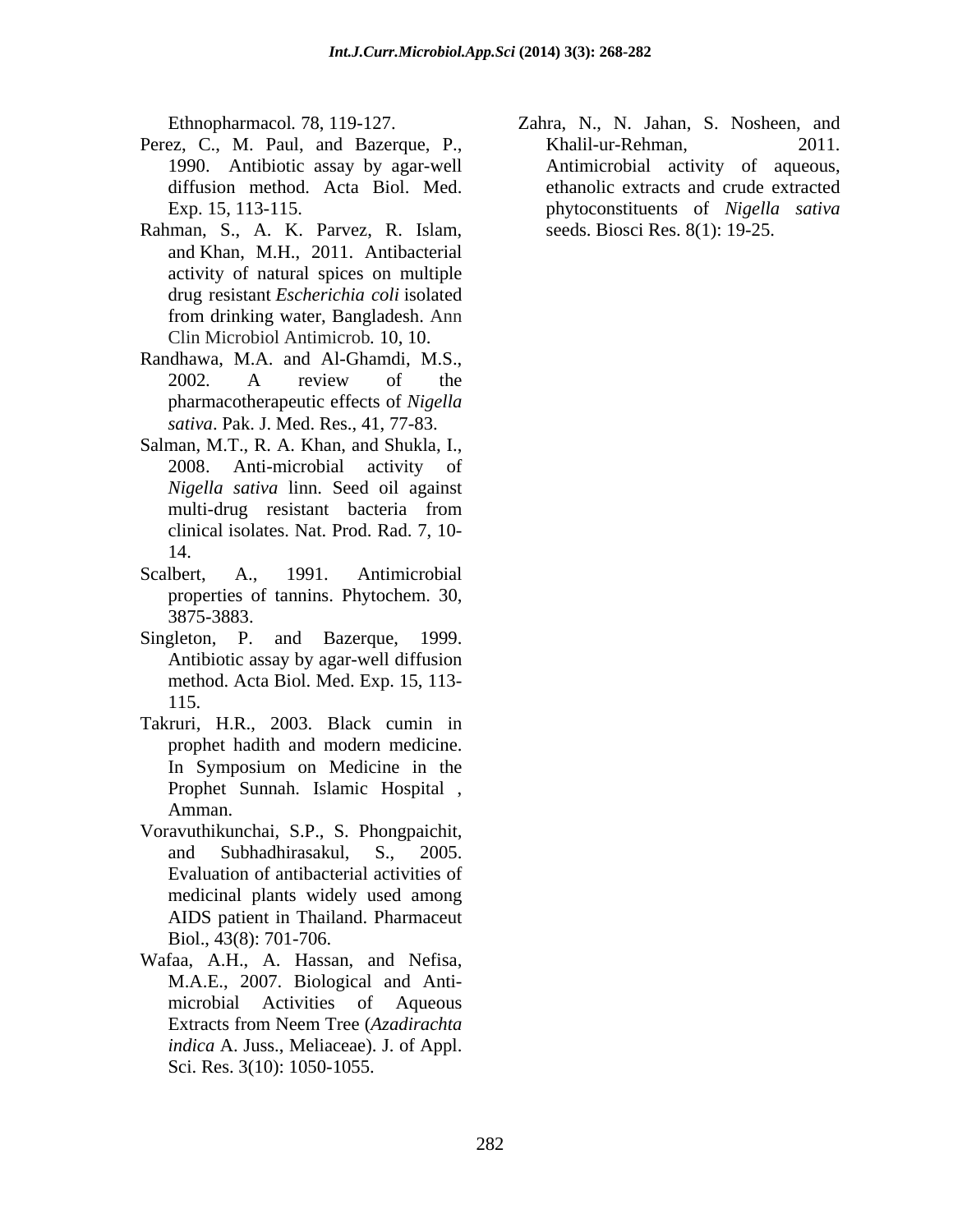Ethnopharmacol. 78, 119-127.

Perez, C., M. Paul, and Bazerque, P., 1990. Antibiotic assay by agar-well diffusion method. Acta Biol. Med. Exp. 15, 113-115.

Rahman, S., A. K. Parvez, R. Islam, and Khan, M.H., 2011. Antibacterial activity of natural spices on multiple drug resistant *Escherichia coli* isolated from drinking water, Bangladesh. Ann Clin Microbiol Antimicrob. 10, 10.

Randhawa, M.A. and Al-Ghamdi, M.S., 2002. A review of the pharmacotherapeutic effects of *Nigella sativa*. Pak. J. Med. Res., 41, 77-83.

Salman, M.T., R. A. Khan, and Shukla, I., 2008. Anti-microbial activity of *Nigella sativa* linn. Seed oil against multi-drug resistant bacteria from clinical isolates. Nat. Prod. Rad. 7, 10-14.

Scalbert, A., 1991. Antimicrobial properties of tannins. Phytochem. 30, 3875-3883.

Singleton, P. and Bazerque, 1999. Antibiotic assay by agar-well diffusion method. Acta Biol. Med. Exp. 15, 113-115.

Takruri, H.R., 2003. Black cumin in prophet hadith and modern medicine. In Symposium on Medicine in the Prophet Sunnah. Islamic Hospital , Amman.

Voravuthikunchai, S.P., S. Phongpaichit, and Subhadhirasakul, S., 2005. Evaluation of antibacterial activities of medicinal plants widely used among AIDS patient in Thailand. Pharmaceut Biol., 43(8): 701-706.

Wafaa, A.H., A. Hassan, and Nefisa, M.A.E., 2007. Biological and Anti-microbial Activities of Aqueous Extracts from Neem Tree (*Azadirachta indica* A. Juss., Meliaceae). J. of Appl. Sci. Res. 3(10): 1050-1055.

Zahra, N., N. Jahan, S. Nosheen, and Khalil-ur-Rehman, 2011. Antimicrobial activity of aqueous, ethanolic extracts and crude extracted phytoconstituents of *Nigella sativa* seeds. Biosci Res. 8(1): 19-25.